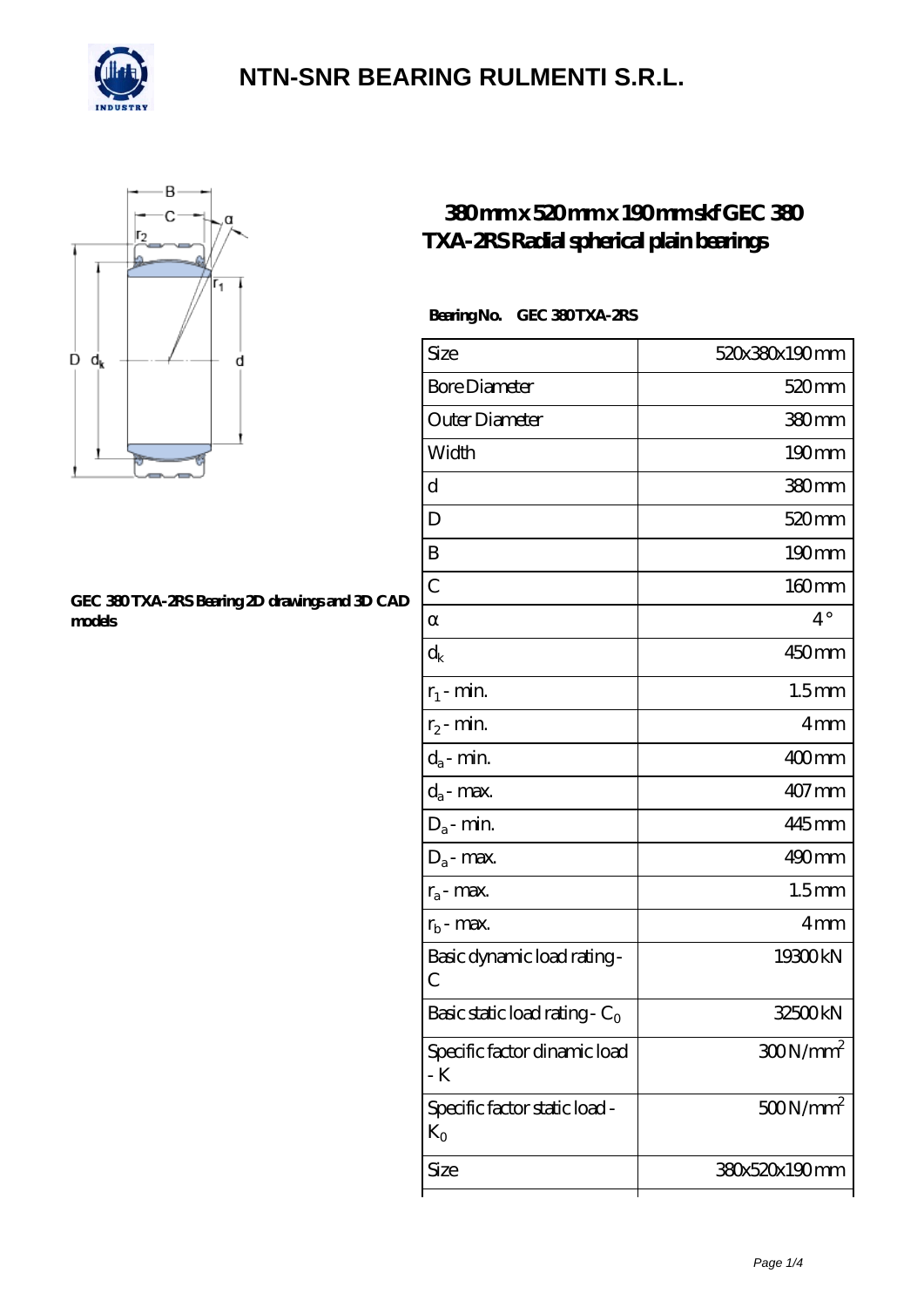# NTN-SNR BEARING RULMENTI S.R.L.

## 380mm x 520mm x 190mm skf GEC 380 TXA-2RS Radial spherical plain bearings

**GEC 380 TXA-2RS Bearing 2D drawings and 3D CAD models**

**Bearing No. GEC 380 TXA-2RS**

| Size | 520x380x190 mm |
|---|---|
| Bore Diameter | 520 mm |
| Outer Diameter | 380 mm |
| Width | 190 mm |
| d | 380 mm |
| D | 520 mm |
| B | 190 mm |
| C | 160 mm |
| α | 4 ° |
| $d_k$ | 450 mm |
| $r_1$ - min. | 1.5 mm |
| $r_2$ - min. | 4 mm |
| $d_a$ - min. | 400 mm |
| $d_a$ - max. | 407 mm |
| $D_a$ - min. | 445 mm |
| $D_a$ - max. | 490 mm |
| $r_a$ - max. | 1.5 mm |
| $r_b$ - max. | 4 mm |
| Basic dynamic load rating - C | 19300 kN |
| Basic static load rating - $C_0$ | 32500 kN |
| Specific factor dinamic load - K | 300 N/mm$^2$ |
| Specific factor static load - $K_0$ | 500 N/mm$^2$ |
| Size | 380x520x190 mm |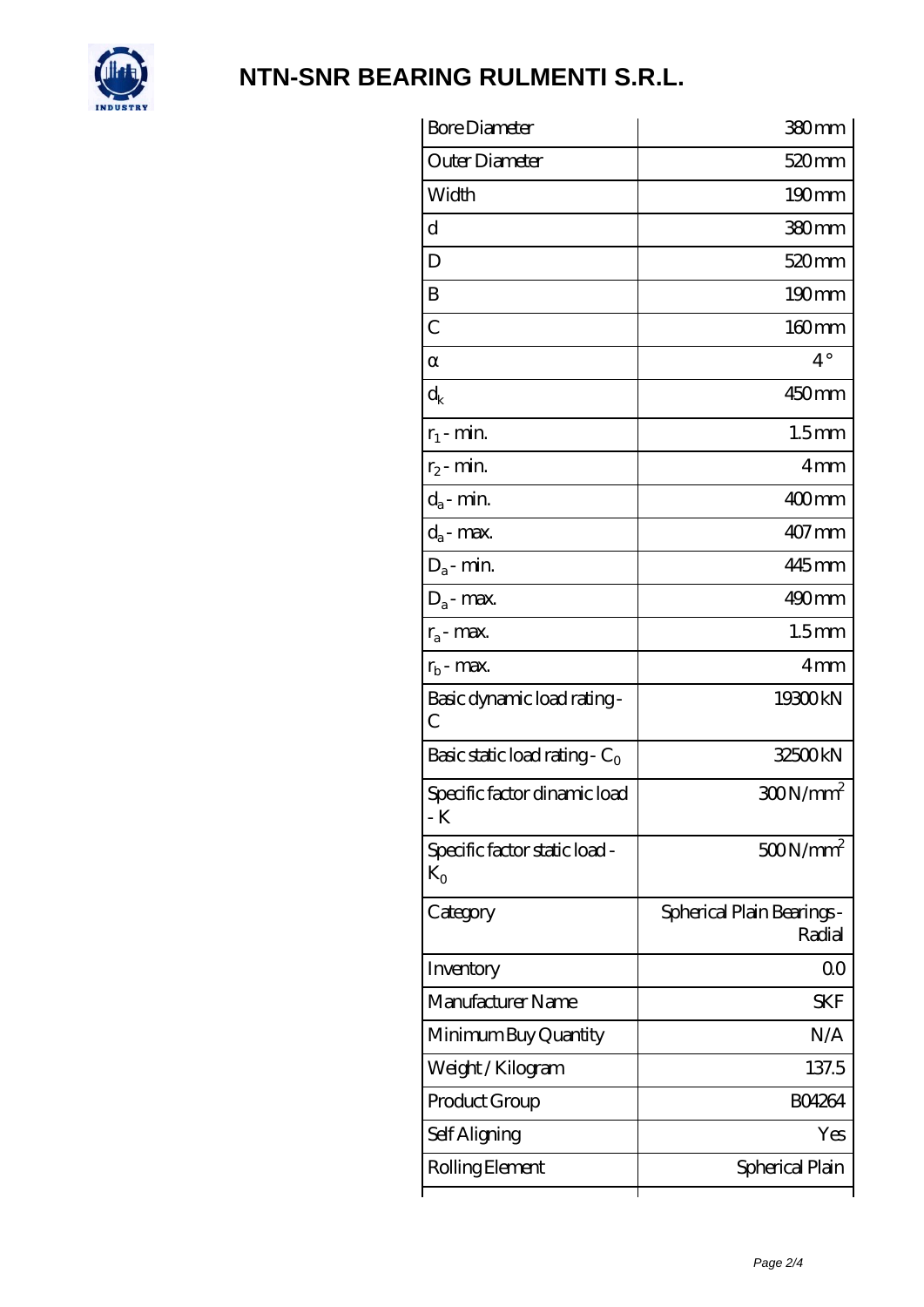# NTN-SNR BEARING RULMENTI S.R.L.

| | |
|---|---|
| Bore Diameter | 380 mm |
| Outer Diameter | 520 mm |
| Width | 190 mm |
| d | 380 mm |
| D | 520 mm |
| B | 190 mm |
| C | 160 mm |
| α | 4 ° |
| $d_k$ | 450 mm |
| $r_1$ - min. | 1.5 mm |
| $r_2$ - min. | 4 mm |
| $d_a$ - min. | 400 mm |
| $d_a$ - max. | 407 mm |
| $D_a$ - min. | 445 mm |
| $D_a$ - max. | 490 mm |
| $r_a$ - max. | 1.5 mm |
| $r_b$ - max. | 4 mm |
| Basic dynamic load rating - C | 19300 kN |
| Basic static load rating - $C_0$ | 32500 kN |
| Specific factor dinamic load - K | 300 N/mm$^2$ |
| Specific factor static load - $K_0$ | 500 N/mm$^2$ |
| Category | Spherical Plain Bearings - Radial |
| Inventory | 0.0 |
| Manufacturer Name | SKF |
| Minimum Buy Quantity | N/A |
| Weight / Kilogram | 137.5 |
| Product Group | B04264 |
| Self Aligning | Yes |
| Rolling Element | Spherical Plain |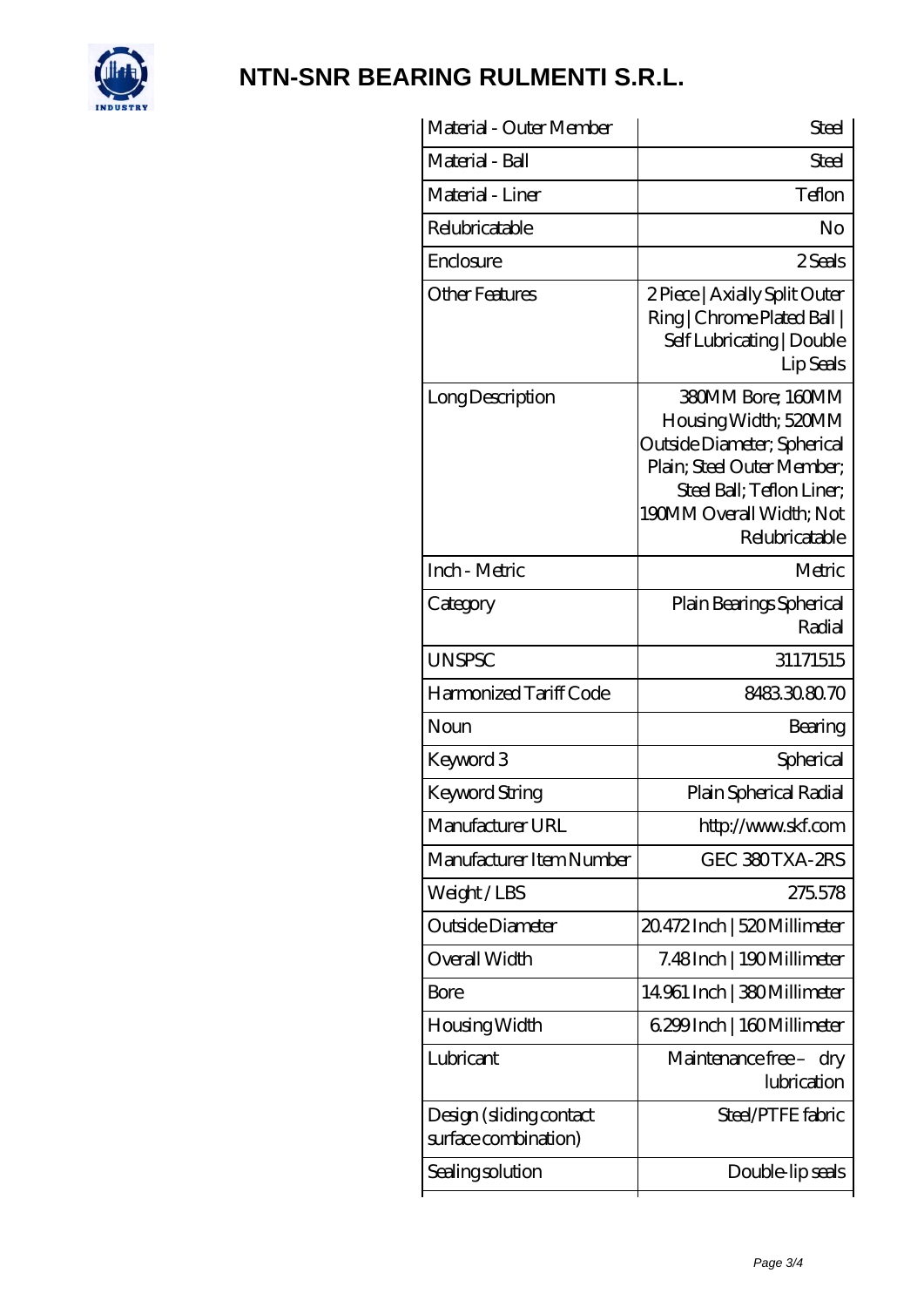| Material - Outer Member | Steel |
|---|---|
| Material - Ball | Steel |
| Material - Liner | Teflon |
| Relubricatable | No |
| Enclosure | 2 Seals |
| Other Features | 2 Piece \| Axially Split Outer Ring \| Chrome Plated Ball \| Self Lubricating \| Double Lip Seals |
| Long Description | 380MM Bore; 160MM Housing Width; 520MM Outside Diameter; Spherical Plain; Steel Outer Member; Steel Ball; Teflon Liner; 190MM Overall Width; Not Relubricatable |
| Inch - Metric | Metric |
| Category | Plain Bearings Spherical Radial |
| UNSPSC | 31171515 |
| Harmonized Tariff Code | 8483.30.80.70 |
| Noun | Bearing |
| Keyword 3 | Spherical |
| Keyword String | Plain Spherical Radial |
| Manufacturer URL | http://www.skf.com |
| Manufacturer Item Number | GEC 380 TXA-2RS |
| Weight / LBS | 275.578 |
| Outside Diameter | 20.472 Inch \| 520 Millimeter |
| Overall Width | 7.48 Inch \| 190 Millimeter |
| Bore | 14.961 Inch \| 380 Millimeter |
| Housing Width | 6.299 Inch \| 160 Millimeter |
| Lubricant | Maintenance free – dry lubrication |
| Design (sliding contact surface combination) | Steel/PTFE fabric |
| Sealing solution | Double-lip seals |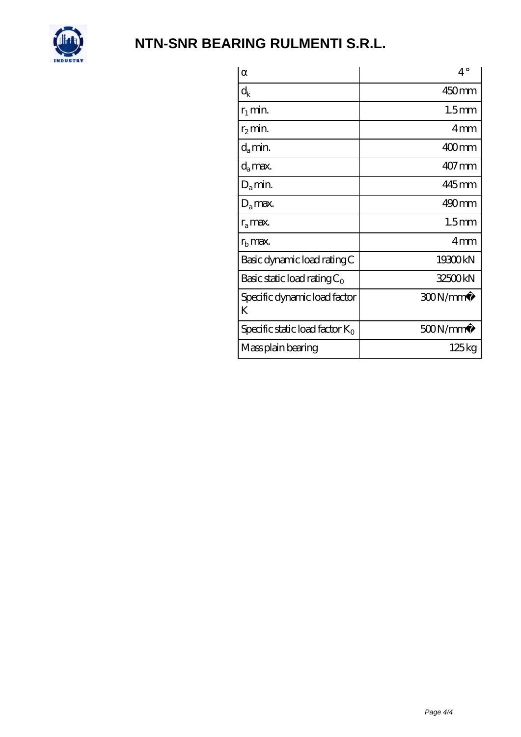# NTN-SNR BEARING RULMENTI S.R.L.

| | |
|---|---|
| α | 4 ° |
| $d_k$ | 450 mm |
| $r_1$ min. | 1.5 mm |
| $r_2$ min. | 4 mm |
| $d_a$ min. | 400 mm |
| $d_a$ max. | 407 mm |
| $D_a$ min. | 445 mm |
| $D_a$ max. | 490 mm |
| $r_a$ max. | 1.5 mm |
| $r_b$ max. | 4 mm |
| Basic dynamic load rating C | 19300 kN |
| Basic static load rating $C_0$ | 32500 kN |
| Specific dynamic load factor K | 300 N/mm� |
| Specific static load factor $K_0$ | 500 N/mm� |
| Mass plain bearing | 125 kg |